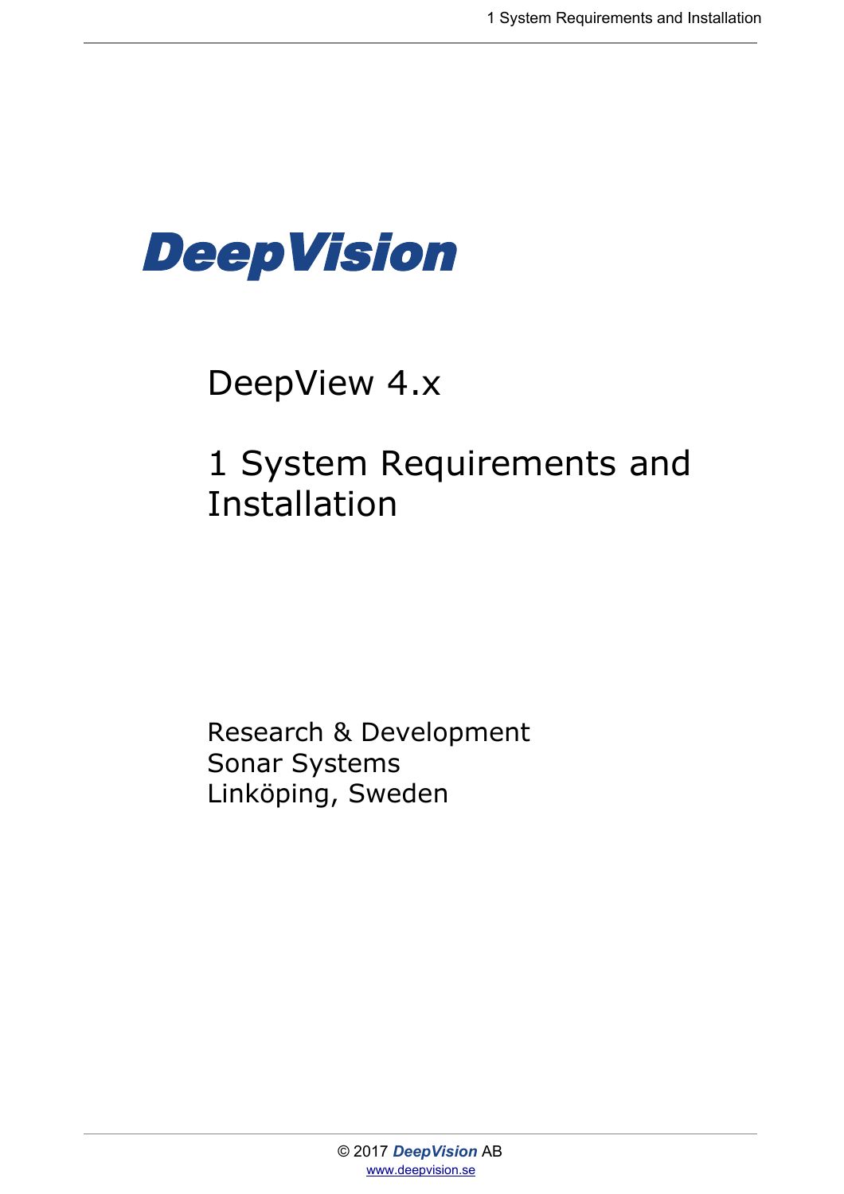**DeepVision**

# DeepView 4.x

# 1 System Requirements and Installation

Research & Development
Sonar Systems
Linköping, Sweden

© 2017 *DeepVision* AB
www.deepvision.se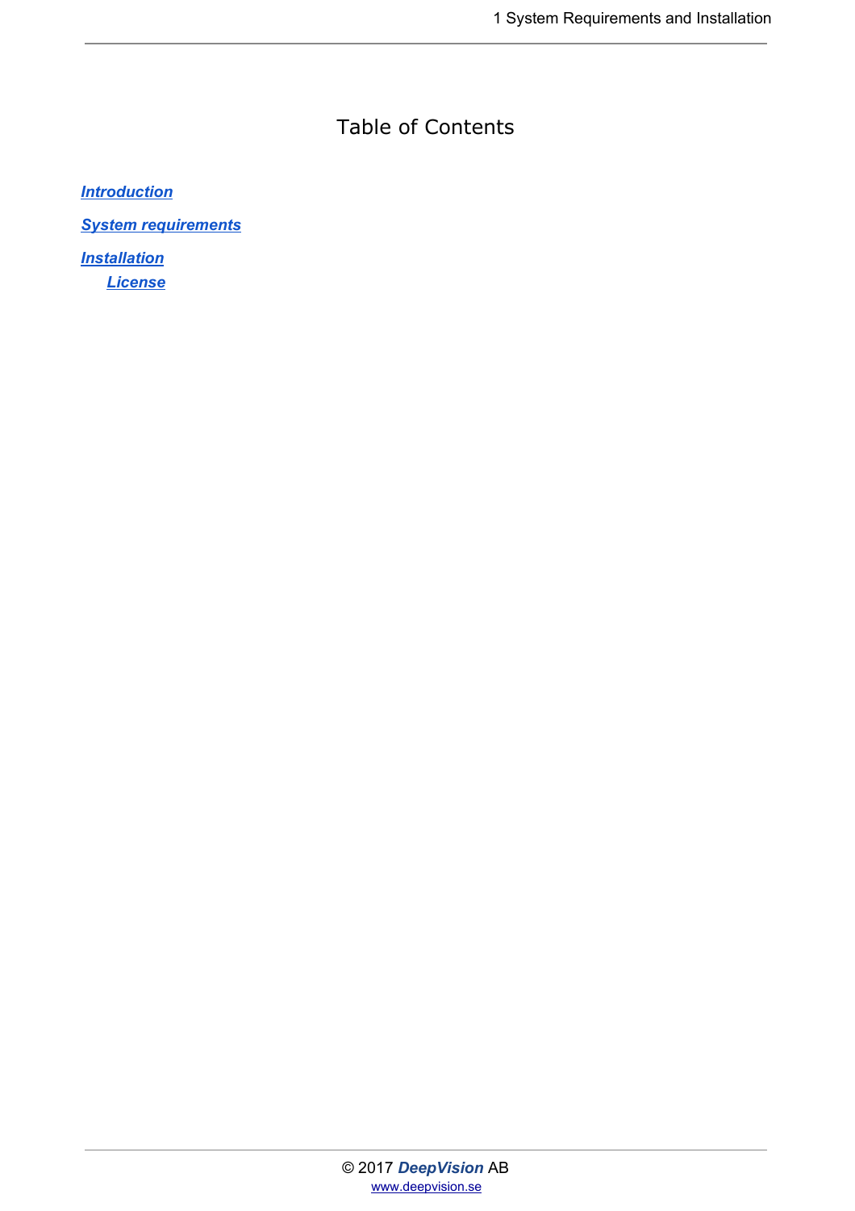# Table of Contents

*Introduction*

*System requirements*

*Installation*

- *License*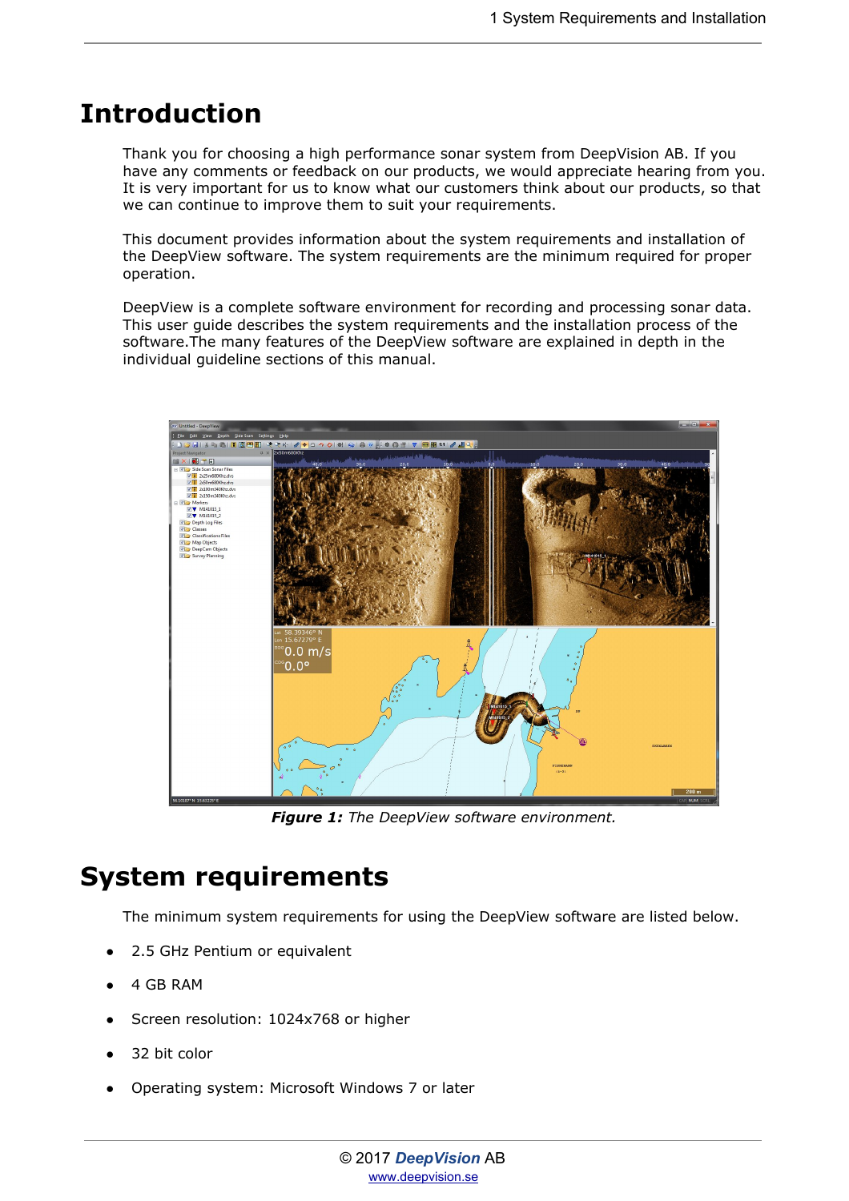# Introduction

Thank you for choosing a high performance sonar system from DeepVision AB. If you have any comments or feedback on our products, we would appreciate hearing from you. It is very important for us to know what our customers think about our products, so that we can continue to improve them to suit your requirements.

This document provides information about the system requirements and installation of the DeepView software. The system requirements are the minimum required for proper operation.

DeepView is a complete software environment for recording and processing sonar data. This user guide describes the system requirements and the installation process of the software.The many features of the DeepView software are explained in depth in the individual guideline sections of this manual.

***Figure 1:*** *The DeepView software environment.*

# System requirements

The minimum system requirements for using the DeepView software are listed below.

- 2.5 GHz Pentium or equivalent
- 4 GB RAM
- Screen resolution: 1024x768 or higher
- 32 bit color
- Operating system: Microsoft Windows 7 or later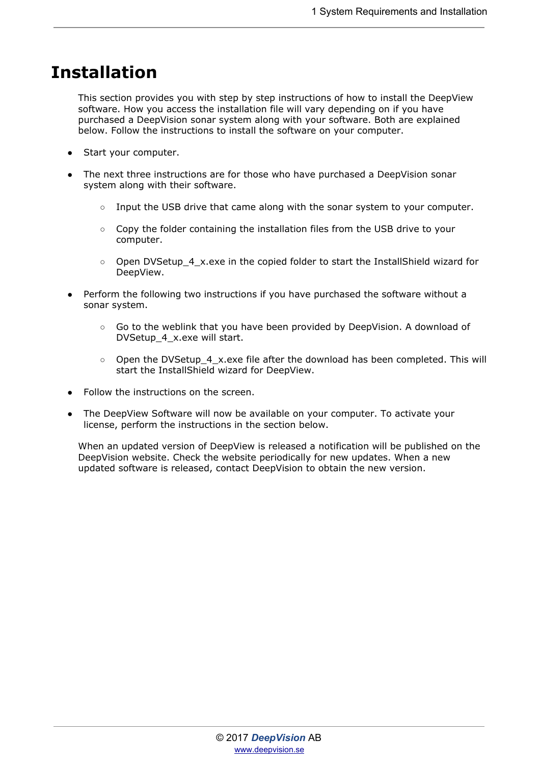# Installation

This section provides you with step by step instructions of how to install the DeepView software. How you access the installation file will vary depending on if you have purchased a DeepVision sonar system along with your software. Both are explained below. Follow the instructions to install the software on your computer.

- Start your computer.
- The next three instructions are for those who have purchased a DeepVision sonar system along with their software.
  - Input the USB drive that came along with the sonar system to your computer.
  - Copy the folder containing the installation files from the USB drive to your computer.
  - Open DVSetup_4_x.exe in the copied folder to start the InstallShield wizard for DeepView.
- Perform the following two instructions if you have purchased the software without a sonar system.
  - Go to the weblink that you have been provided by DeepVision. A download of DVSetup_4_x.exe will start.
  - Open the DVSetup_4_x.exe file after the download has been completed. This will start the InstallShield wizard for DeepView.
- Follow the instructions on the screen.
- The DeepView Software will now be available on your computer. To activate your license, perform the instructions in the section below.

When an updated version of DeepView is released a notification will be published on the DeepVision website. Check the website periodically for new updates. When a new updated software is released, contact DeepVision to obtain the new version.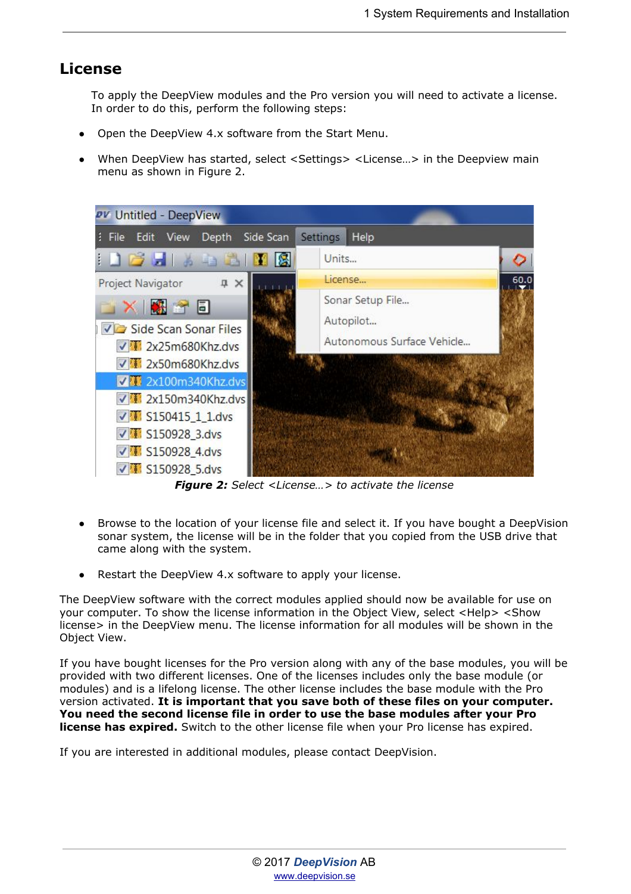## License

To apply the DeepView modules and the Pro version you will need to activate a license. In order to do this, perform the following steps:

- Open the DeepView 4.x software from the Start Menu.
- When DeepView has started, select <Settings> <License…> in the Deepview main menu as shown in Figure 2.

**Figure 2:** *Select <License…> to activate the license*

- Browse to the location of your license file and select it. If you have bought a DeepVision sonar system, the license will be in the folder that you copied from the USB drive that came along with the system.
- Restart the DeepView 4.x software to apply your license.

The DeepView software with the correct modules applied should now be available for use on your computer. To show the license information in the Object View, select <Help> <Show license> in the DeepView menu. The license information for all modules will be shown in the Object View.

If you have bought licenses for the Pro version along with any of the base modules, you will be provided with two different licenses. One of the licenses includes only the base module (or modules) and is a lifelong license. The other license includes the base module with the Pro version activated. **It is important that you save both of these files on your computer. You need the second license file in order to use the base modules after your Pro license has expired.** Switch to the other license file when your Pro license has expired.

If you are interested in additional modules, please contact DeepVision.